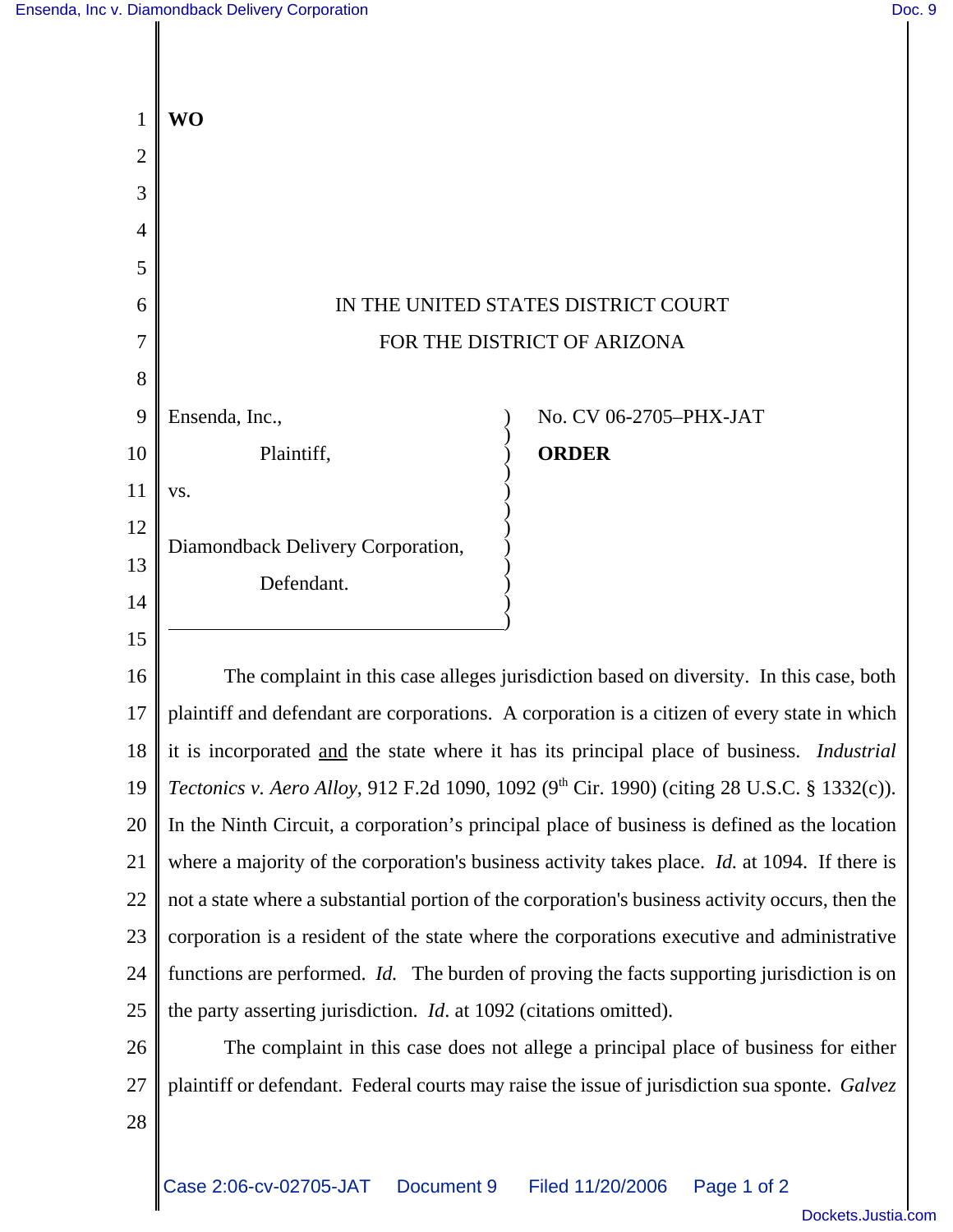**WO**

IN THE UNITED STATES DISTRICT COURT

FOR THE DISTRICT OF ARIZONA

Ensenda, Inc.,

Plaintiff,

vs.

Diamondback Delivery Corporation,

Defendant.

No. CV 06-2705–PHX-JAT

**ORDER**

The complaint in this case alleges jurisdiction based on diversity. In this case, both plaintiff and defendant are corporations. A corporation is a citizen of every state in which it is incorporated and the state where it has its principal place of business. *Industrial Tectonics v. Aero Alloy*, 912 F.2d 1090, 1092 (9th Cir. 1990) (citing 28 U.S.C. § 1332(c)). In the Ninth Circuit, a corporation's principal place of business is defined as the location where a majority of the corporation's business activity takes place. *Id.* at 1094. If there is not a state where a substantial portion of the corporation's business activity occurs, then the corporation is a resident of the state where the corporations executive and administrative functions are performed. *Id.* The burden of proving the facts supporting jurisdiction is on the party asserting jurisdiction. *Id*. at 1092 (citations omitted).

The complaint in this case does not allege a principal place of business for either plaintiff or defendant. Federal courts may raise the issue of jurisdiction sua sponte. *Galvez*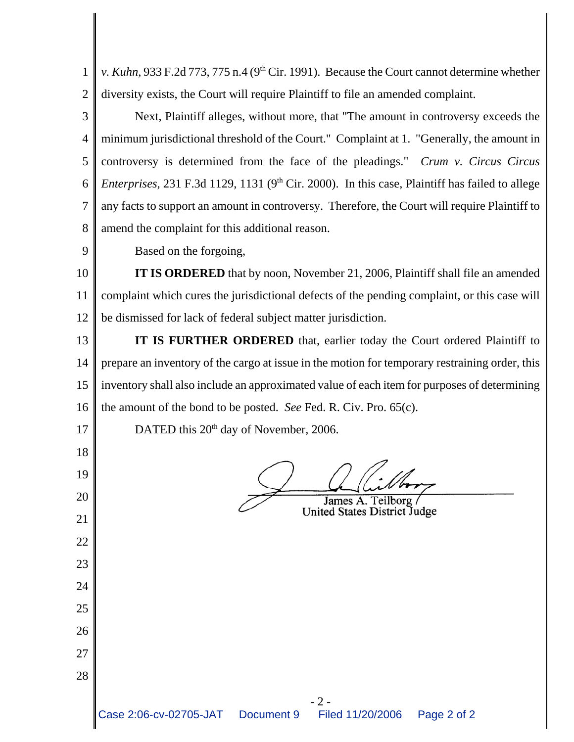*v. Kuhn*, 933 F.2d 773, 775 n.4 (9th Cir. 1991). Because the Court cannot determine whether diversity exists, the Court will require Plaintiff to file an amended complaint.

Next, Plaintiff alleges, without more, that "The amount in controversy exceeds the minimum jurisdictional threshold of the Court." Complaint at 1. "Generally, the amount in controversy is determined from the face of the pleadings." *Crum v. Circus Circus Enterprises*, 231 F.3d 1129, 1131 (9th Cir. 2000). In this case, Plaintiff has failed to allege any facts to support an amount in controversy. Therefore, the Court will require Plaintiff to amend the complaint for this additional reason.

Based on the forgoing,

**IT IS ORDERED** that by noon, November 21, 2006, Plaintiff shall file an amended complaint which cures the jurisdictional defects of the pending complaint, or this case will be dismissed for lack of federal subject matter jurisdiction.

**IT IS FURTHER ORDERED** that, earlier today the Court ordered Plaintiff to prepare an inventory of the cargo at issue in the motion for temporary restraining order, this inventory shall also include an approximated value of each item for purposes of determining the amount of the bond to be posted. *See* Fed. R. Civ. Pro. 65(c).

DATED this 20th day of November, 2006.

James A. Teilborg
United States District Judge